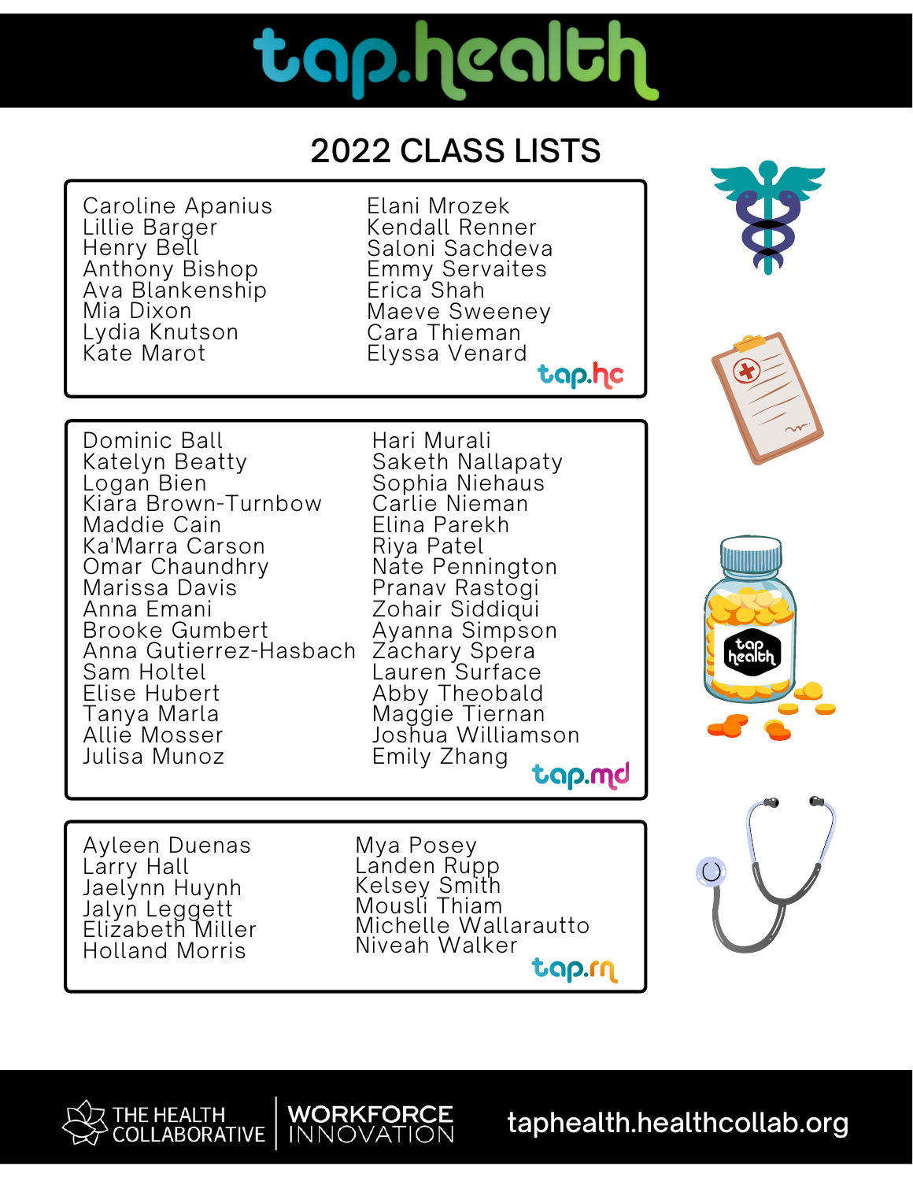# tap.health

## 2022 CLASS LISTS

### tap.hc

- Caroline Apanius
- Lillie Barger
- Henry Bell
- Anthony Bishop
- Ava Blankenship
- Mia Dixon
- Lydia Knutson
- Kate Marot
- Elani Mrozek
- Kendall Renner
- Saloni Sachdeva
- Emmy Servaites
- Erica Shah
- Maeve Sweeney
- Cara Thieman
- Elyssa Venard

### tap.md

- Dominic Ball
- Katelyn Beatty
- Logan Bien
- Kiara Brown-Turnbow
- Maddie Cain
- Ka'Marra Carson
- Omar Chaundhry
- Marissa Davis
- Anna Emani
- Brooke Gumbert
- Anna Gutierrez-Hasbach
- Sam Holtel
- Elise Hubert
- Tanya Marla
- Allie Mosser
- Julisa Munoz
- Hari Murali
- Saketh Nallapaty
- Sophia Niehaus
- Carlie Nieman
- Elina Parekh
- Riya Patel
- Nate Pennington
- Pranav Rastogi
- Zohair Siddiqui
- Ayanna Simpson
- Zachary Spera
- Lauren Surface
- Abby Theobald
- Maggie Tiernan
- Joshua Williamson
- Emily Zhang

### tap.rn

- Ayleen Duenas
- Larry Hall
- Jaelynn Huynh
- Jalyn Leggett
- Elizabeth Miller
- Holland Morris
- Mya Posey
- Landen Rupp
- Kelsey Smith
- Mousli Thiam
- Michelle Wallarautto
- Niveah Walker

THE HEALTH COLLABORATIVE | WORKFORCE INNOVATION

taphealth.healthcollab.org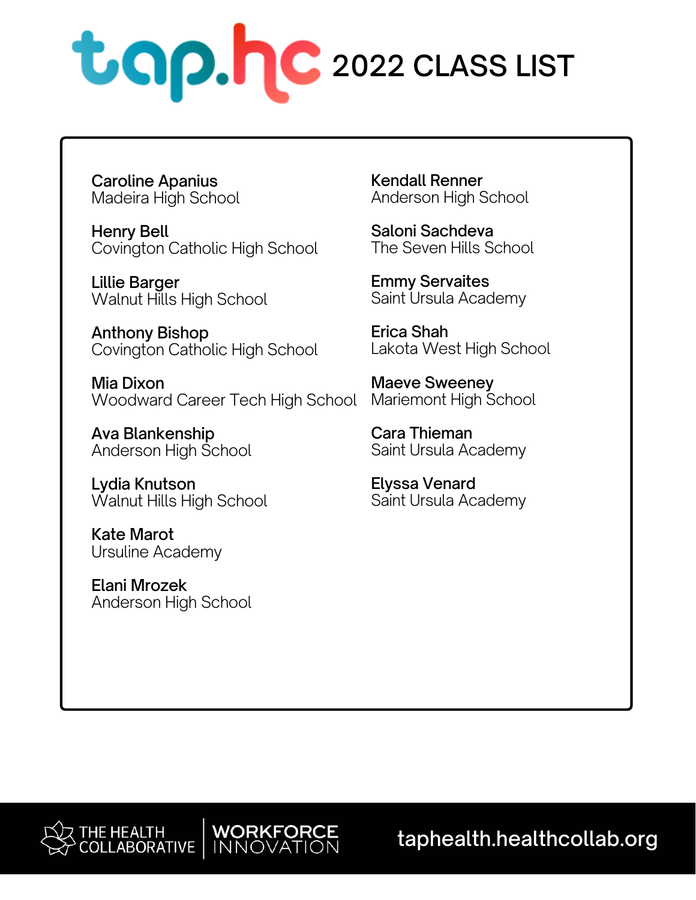# tap.hc 2022 CLASS LIST

**Caroline Apanius**
Madeira High School

**Henry Bell**
Covington Catholic High School

**Lillie Barger**
Walnut Hills High School

**Anthony Bishop**
Covington Catholic High School

**Mia Dixon**
Woodward Career Tech High School

**Ava Blankenship**
Anderson High School

**Lydia Knutson**
Walnut Hills High School

**Kate Marot**
Ursuline Academy

**Elani Mrozek**
Anderson High School

**Kendall Renner**
Anderson High School

**Saloni Sachdeva**
The Seven Hills School

**Emmy Servaites**
Saint Ursula Academy

**Erica Shah**
Lakota West High School

**Maeve Sweeney**
Mariemont High School

**Cara Thieman**
Saint Ursula Academy

**Elyssa Venard**
Saint Ursula Academy

THE HEALTH COLLABORATIVE | WORKFORCE INNOVATION

taphealth.healthcollab.org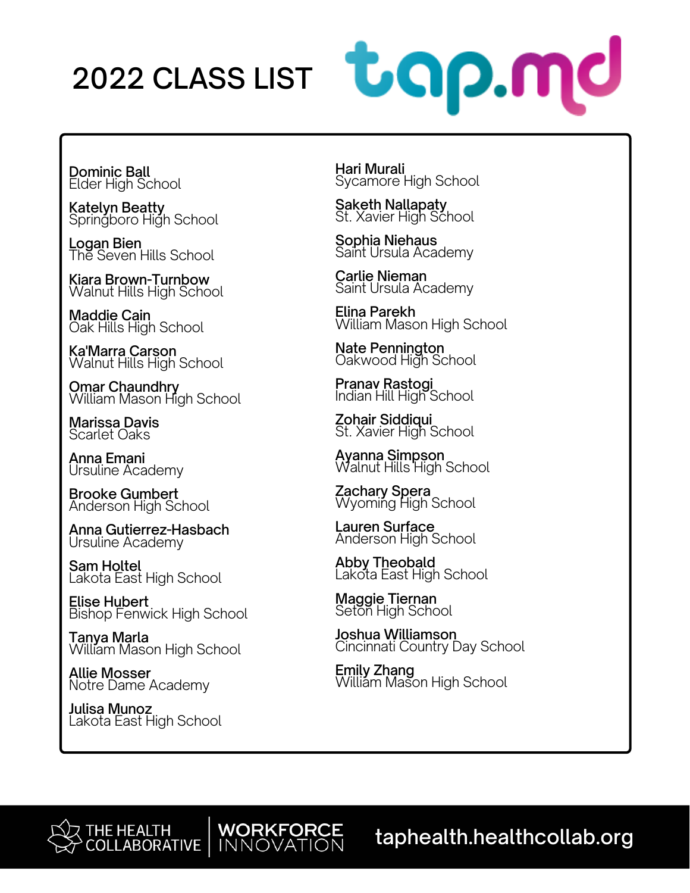# 2022 CLASS LIST

tap.md

**Dominic Ball**
Elder High School

**Katelyn Beatty**
Springboro High School

**Logan Bien**
The Seven Hills School

**Kiara Brown-Turnbow**
Walnut Hills High School

**Maddie Cain**
Oak Hills High School

**Ka'Marra Carson**
Walnut Hills High School

**Omar Chaundhry**
William Mason High School

**Marissa Davis**
Scarlet Oaks

**Anna Emani**
Ursuline Academy

**Brooke Gumbert**
Anderson High School

**Anna Gutierrez-Hasbach**
Ursuline Academy

**Sam Holtel**
Lakota East High School

**Elise Hubert**
Bishop Fenwick High School

**Tanya Marla**
William Mason High School

**Allie Mosser**
Notre Dame Academy

**Julisa Munoz**
Lakota East High School

**Hari Murali**
Sycamore High School

**Saketh Nallapaty**
St. Xavier High School

**Sophia Niehaus**
Saint Ursula Academy

**Carlie Nieman**
Saint Ursula Academy

**Elina Parekh**
William Mason High School

**Nate Pennington**
Oakwood High School

**Pranav Rastogi**
Indian Hill High School

**Zohair Siddiqui**
St. Xavier High School

**Ayanna Simpson**
Walnut Hills High School

**Zachary Spera**
Wyoming High School

**Lauren Surface**
Anderson High School

**Abby Theobald**
Lakota East High School

**Maggie Tiernan**
Seton High School

**Joshua Williamson**
Cincinnati Country Day School

**Emily Zhang**
William Mason High School

THE HEALTH COLLABORATIVE | WORKFORCE INNOVATION

taphealth.healthcollab.org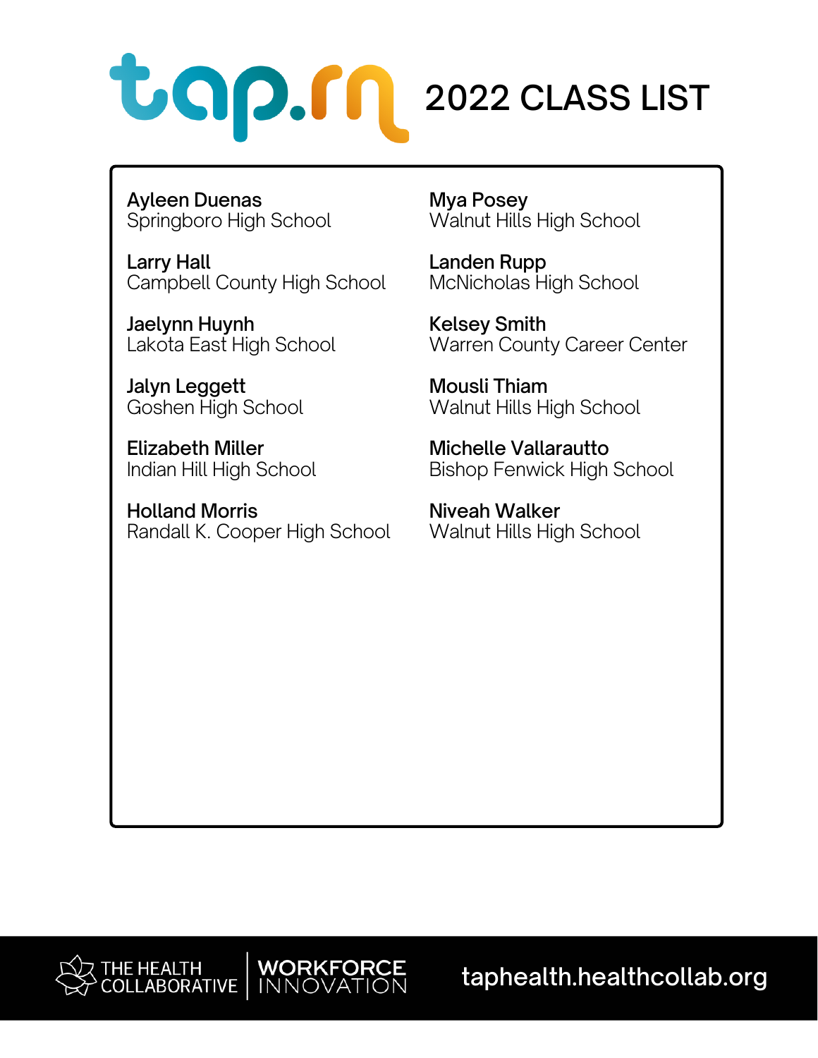# tap.rn 2022 CLASS LIST

**Ayleen Duenas**
Springboro High School

**Larry Hall**
Campbell County High School

**Jaelynn Huynh**
Lakota East High School

**Jalyn Leggett**
Goshen High School

**Elizabeth Miller**
Indian Hill High School

**Holland Morris**
Randall K. Cooper High School

**Mya Posey**
Walnut Hills High School

**Landen Rupp**
McNicholas High School

**Kelsey Smith**
Warren County Career Center

**Mousli Thiam**
Walnut Hills High School

**Michelle Vallarautto**
Bishop Fenwick High School

**Niveah Walker**
Walnut Hills High School

THE HEALTH COLLABORATIVE | WORKFORCE INNOVATION

taphealth.healthcollab.org